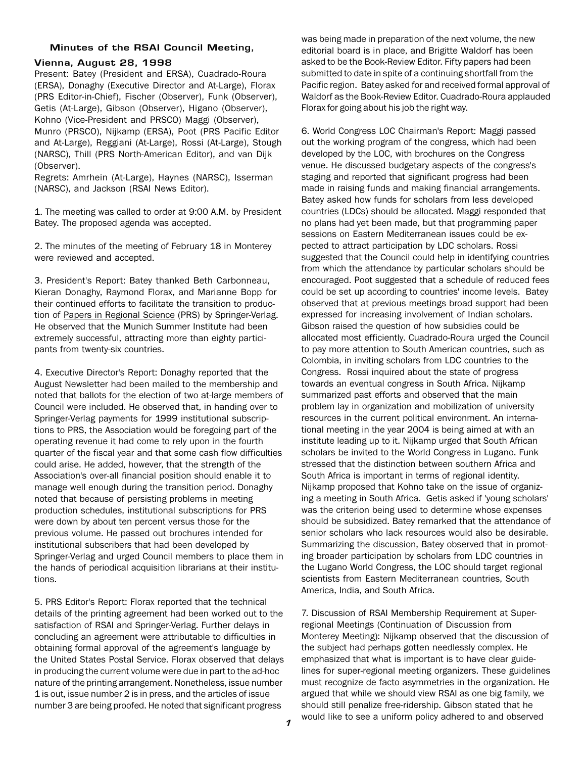## Minutes of the RSAI Council Meeting, Vienna, August 28, 1998

Present: Batey (President and ERSA), Cuadrado-Roura (ERSA), Donaghy (Executive Director and At-Large), Florax (PRS Editor-in-Chief), Fischer (Observer), Funk (Observer), Getis (At-Large), Gibson (Observer), Higano (Observer), Kohno (Vice-President and PRSCO) Maggi (Observer), Munro (PRSCO), Nijkamp (ERSA), Poot (PRS Pacific Editor and At-Large), Reggiani (At-Large), Rossi (At-Large), Stough (NARSC), Thill (PRS North-American Editor), and van Dijk (Observer).

Regrets: Amrhein (At-Large), Haynes (NARSC), Isserman (NARSC), and Jackson (RSAI News Editor).

1. The meeting was called to order at 9:00 A.M. by President Batey. The proposed agenda was accepted.

2. The minutes of the meeting of February 18 in Monterey were reviewed and accepted.

3. President's Report: Batey thanked Beth Carbonneau, Kieran Donaghy, Raymond Florax, and Marianne Bopp for their continued efforts to facilitate the transition to production of Papers in Regional Science (PRS) by Springer-Verlag. He observed that the Munich Summer Institute had been extremely successful, attracting more than eighty participants from twenty-six countries.

4. Executive Director's Report: Donaghy reported that the August Newsletter had been mailed to the membership and noted that ballots for the election of two at-large members of Council were included. He observed that, in handing over to Springer-Verlag payments for 1999 institutional subscriptions to PRS, the Association would be foregoing part of the operating revenue it had come to rely upon in the fourth quarter of the fiscal year and that some cash flow difficulties could arise. He added, however, that the strength of the Association's over-all financial position should enable it to manage well enough during the transition period. Donaghy noted that because of persisting problems in meeting production schedules, institutional subscriptions for PRS were down by about ten percent versus those for the previous volume. He passed out brochures intended for institutional subscribers that had been developed by Springer-Verlag and urged Council members to place them in the hands of periodical acquisition librarians at their institutions.

5. PRS Editor's Report: Florax reported that the technical details of the printing agreement had been worked out to the satisfaction of RSAI and Springer-Verlag. Further delays in concluding an agreement were attributable to difficulties in obtaining formal approval of the agreement's language by the United States Postal Service. Florax observed that delays in producing the current volume were due in part to the ad-hoc nature of the printing arrangement. Nonetheless, issue number 1 is out, issue number 2 is in press, and the articles of issue number 3 are being proofed. He noted that significant progress was being made in preparation of the next volume, the new editorial board is in place, and Brigitte Waldorf has been asked to be the Book-Review Editor. Fifty papers had been submitted to date in spite of a continuing shortfall from the Pacific region. Batey asked for and received formal approval of Waldorf as the Book-Review Editor. Cuadrado-Roura applauded Florax for going about his job the right way.

6. World Congress LOC Chairman's Report: Maggi passed out the working program of the congress, which had been developed by the LOC, with brochures on the Congress venue. He discussed budgetary aspects of the congress's staging and reported that significant progress had been made in raising funds and making financial arrangements. Batey asked how funds for scholars from less developed countries (LDCs) should be allocated. Maggi responded that no plans had yet been made, but that programming paper sessions on Eastern Mediterranean issues could be expected to attract participation by LDC scholars. Rossi suggested that the Council could help in identifying countries from which the attendance by particular scholars should be encouraged. Poot suggested that a schedule of reduced fees could be set up according to countries' income levels. Batey observed that at previous meetings broad support had been expressed for increasing involvement of Indian scholars. Gibson raised the question of how subsidies could be allocated most efficiently. Cuadrado-Roura urged the Council to pay more attention to South American countries, such as Colombia, in inviting scholars from LDC countries to the Congress. Rossi inquired about the state of progress towards an eventual congress in South Africa. Nijkamp summarized past efforts and observed that the main problem lay in organization and mobilization of university resources in the current political environment. An international meeting in the year 2004 is being aimed at with an institute leading up to it. Nijkamp urged that South African scholars be invited to the World Congress in Lugano. Funk stressed that the distinction between southern Africa and South Africa is important in terms of regional identity. Nijkamp proposed that Kohno take on the issue of organizing a meeting in South Africa. Getis asked if 'young scholars' was the criterion being used to determine whose expenses should be subsidized. Batey remarked that the attendance of senior scholars who lack resources would also be desirable. Summarizing the discussion, Batey observed that in promoting broader participation by scholars from LDC countries in the Lugano World Congress, the LOC should target regional scientists from Eastern Mediterranean countries, South America, India, and South Africa.

7. Discussion of RSAI Membership Requirement at Super-regional Meetings (Continuation of Discussion from Monterey Meeting): Nijkamp observed that the discussion of the subject had perhaps gotten needlessly complex. He emphasized that what is important is to have clear guidelines for super-regional meeting organizers. These guidelines must recognize de facto asymmetries in the organization. He argued that while we should view RSAI as one big family, we should still penalize free-ridership. Gibson stated that he would like to see a uniform policy adhered to and observed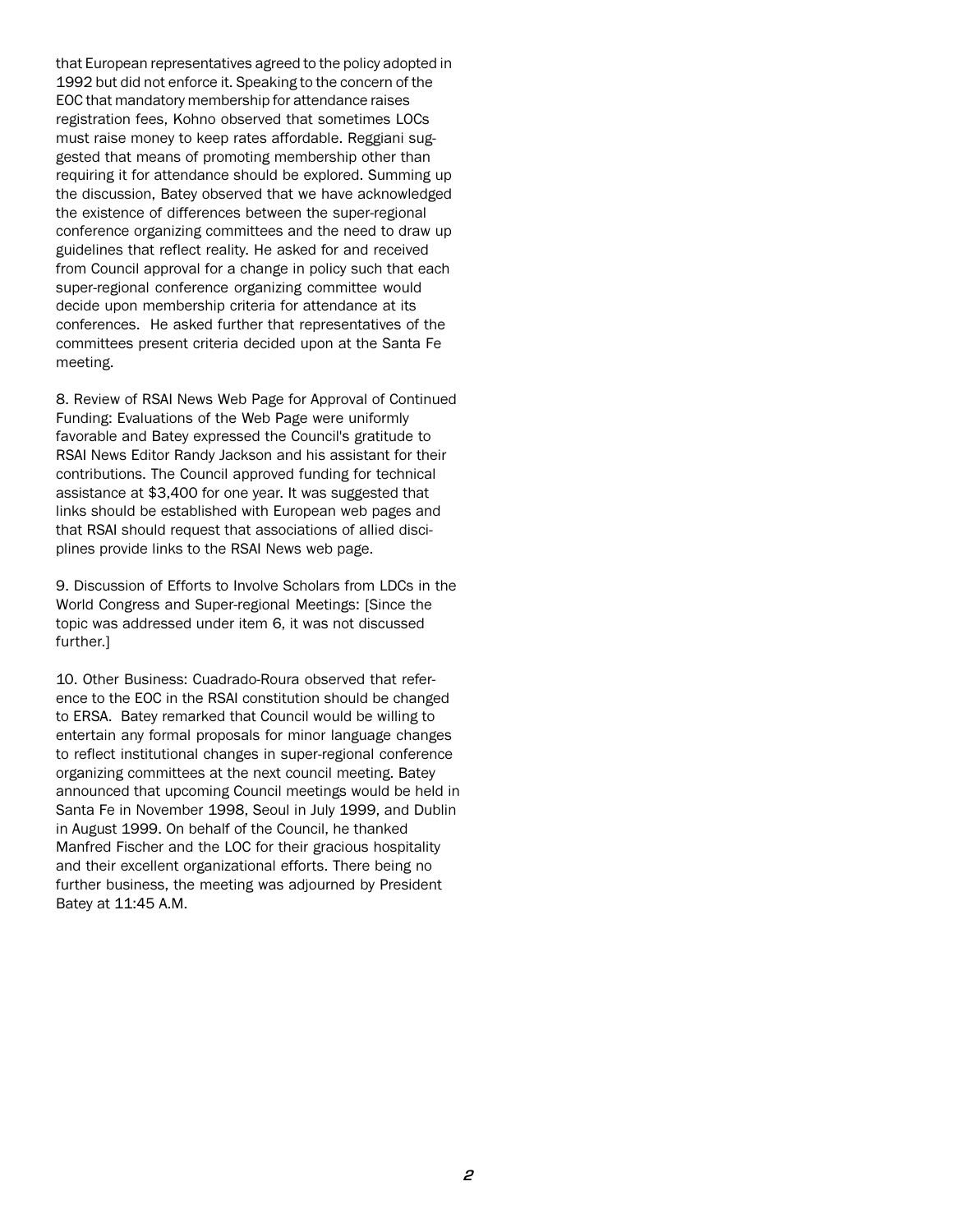that European representatives agreed to the policy adopted in 1992 but did not enforce it. Speaking to the concern of the EOC that mandatory membership for attendance raises registration fees, Kohno observed that sometimes LOCs must raise money to keep rates affordable. Reggiani suggested that means of promoting membership other than requiring it for attendance should be explored. Summing up the discussion, Batey observed that we have acknowledged the existence of differences between the super-regional conference organizing committees and the need to draw up guidelines that reflect reality. He asked for and received from Council approval for a change in policy such that each super-regional conference organizing committee would decide upon membership criteria for attendance at its conferences. He asked further that representatives of the committees present criteria decided upon at the Santa Fe meeting.

8. Review of RSAI News Web Page for Approval of Continued Funding: Evaluations of the Web Page were uniformly favorable and Batey expressed the Council's gratitude to RSAI News Editor Randy Jackson and his assistant for their contributions. The Council approved funding for technical assistance at $3,400 for one year. It was suggested that links should be established with European web pages and that RSAI should request that associations of allied disciplines provide links to the RSAI News web page.

9. Discussion of Efforts to Involve Scholars from LDCs in the World Congress and Super-regional Meetings: [Since the topic was addressed under item 6, it was not discussed further.]

10. Other Business: Cuadrado-Roura observed that reference to the EOC in the RSAI constitution should be changed to ERSA. Batey remarked that Council would be willing to entertain any formal proposals for minor language changes to reflect institutional changes in super-regional conference organizing committees at the next council meeting. Batey announced that upcoming Council meetings would be held in Santa Fe in November 1998, Seoul in July 1999, and Dublin in August 1999. On behalf of the Council, he thanked Manfred Fischer and the LOC for their gracious hospitality and their excellent organizational efforts. There being no further business, the meeting was adjourned by President Batey at 11:45 A.M.